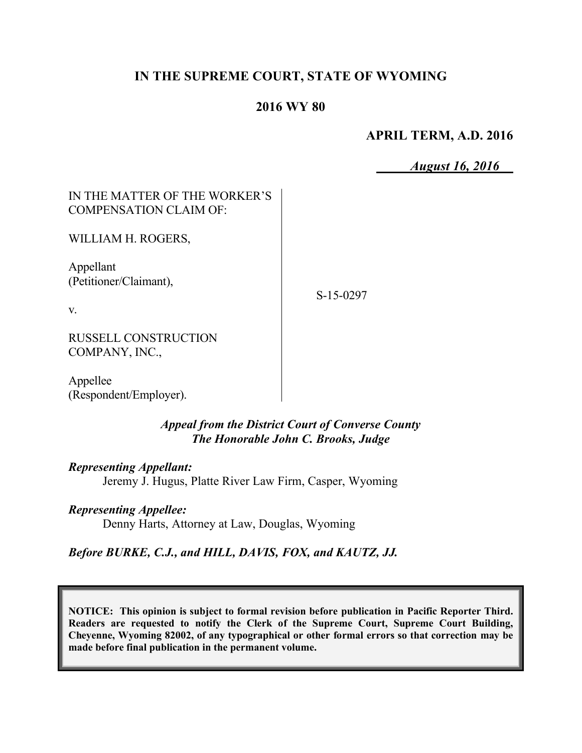# IN THE SUPREME COURT, STATE OF WYOMING

## 2016 WY 80

**APRIL TERM, A.D. 2016**

***August 16, 2016***

IN THE MATTER OF THE WORKER'S COMPENSATION CLAIM OF:

WILLIAM H. ROGERS,

Appellant
(Petitioner/Claimant),

v.

RUSSELL CONSTRUCTION COMPANY, INC.,

Appellee
(Respondent/Employer).

S-15-0297

***Appeal from the District Court of Converse County***
***The Honorable John C. Brooks, Judge***

***Representing Appellant:***
Jeremy J. Hugus, Platte River Law Firm, Casper, Wyoming

***Representing Appellee:***
Denny Harts, Attorney at Law, Douglas, Wyoming

***Before BURKE, C.J., and HILL, DAVIS, FOX, and KAUTZ, JJ.***

**NOTICE: This opinion is subject to formal revision before publication in Pacific Reporter Third. Readers are requested to notify the Clerk of the Supreme Court, Supreme Court Building, Cheyenne, Wyoming 82002, of any typographical or other formal errors so that correction may be made before final publication in the permanent volume.**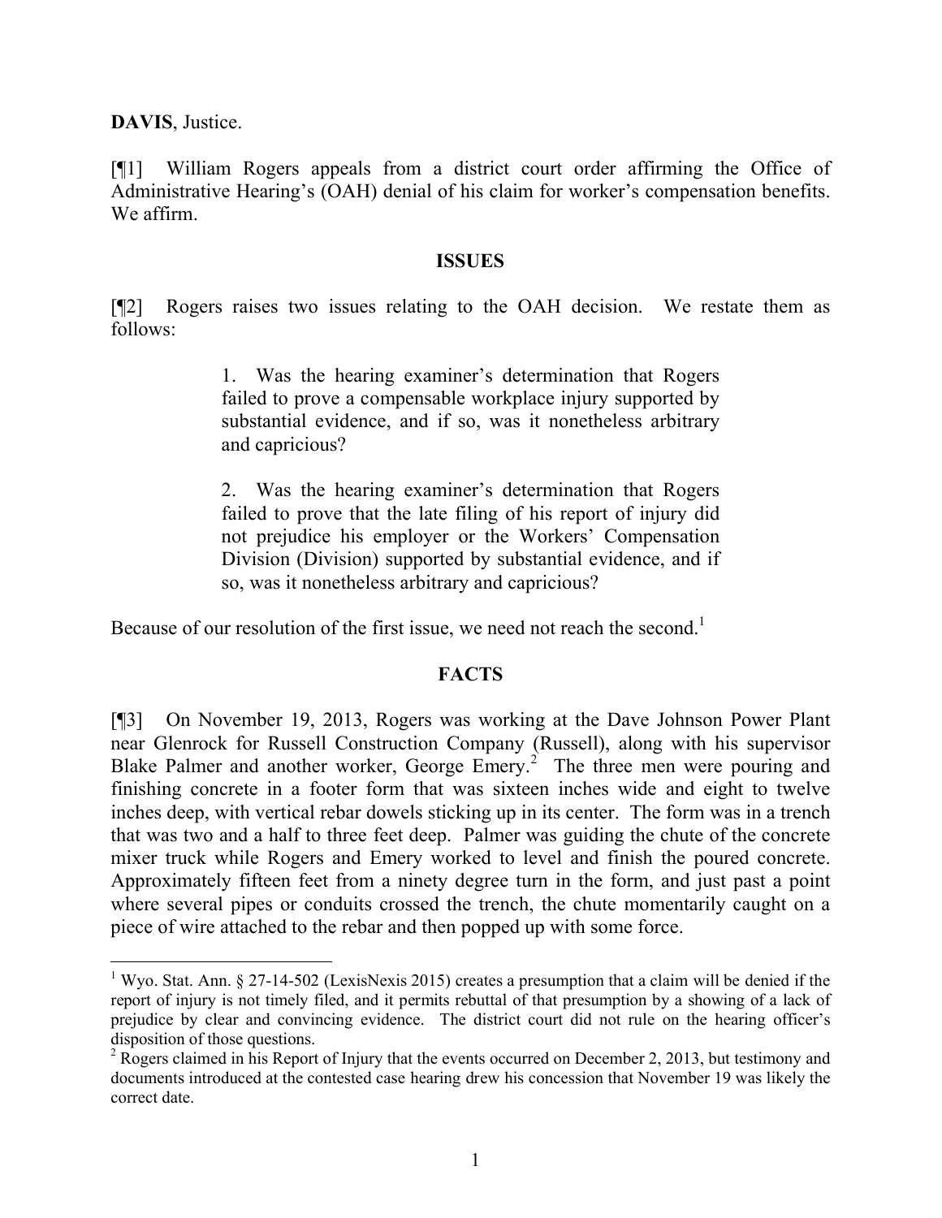**DAVIS**, Justice.

[¶1] William Rogers appeals from a district court order affirming the Office of Administrative Hearing's (OAH) denial of his claim for worker's compensation benefits. We affirm.

## ISSUES

[¶2] Rogers raises two issues relating to the OAH decision. We restate them as follows:

> 1. Was the hearing examiner's determination that Rogers failed to prove a compensable workplace injury supported by substantial evidence, and if so, was it nonetheless arbitrary and capricious?
>
> 2. Was the hearing examiner's determination that Rogers failed to prove that the late filing of his report of injury did not prejudice his employer or the Workers' Compensation Division (Division) supported by substantial evidence, and if so, was it nonetheless arbitrary and capricious?

Because of our resolution of the first issue, we need not reach the second.[1]

## FACTS

[¶3] On November 19, 2013, Rogers was working at the Dave Johnson Power Plant near Glenrock for Russell Construction Company (Russell), along with his supervisor Blake Palmer and another worker, George Emery.[2] The three men were pouring and finishing concrete in a footer form that was sixteen inches wide and eight to twelve inches deep, with vertical rebar dowels sticking up in its center. The form was in a trench that was two and a half to three feet deep. Palmer was guiding the chute of the concrete mixer truck while Rogers and Emery worked to level and finish the poured concrete. Approximately fifteen feet from a ninety degree turn in the form, and just past a point where several pipes or conduits crossed the trench, the chute momentarily caught on a piece of wire attached to the rebar and then popped up with some force.

---

[1] Wyo. Stat. Ann. § 27-14-502 (LexisNexis 2015) creates a presumption that a claim will be denied if the report of injury is not timely filed, and it permits rebuttal of that presumption by a showing of a lack of prejudice by clear and convincing evidence. The district court did not rule on the hearing officer's disposition of those questions.

[2] Rogers claimed in his Report of Injury that the events occurred on December 2, 2013, but testimony and documents introduced at the contested case hearing drew his concession that November 19 was likely the correct date.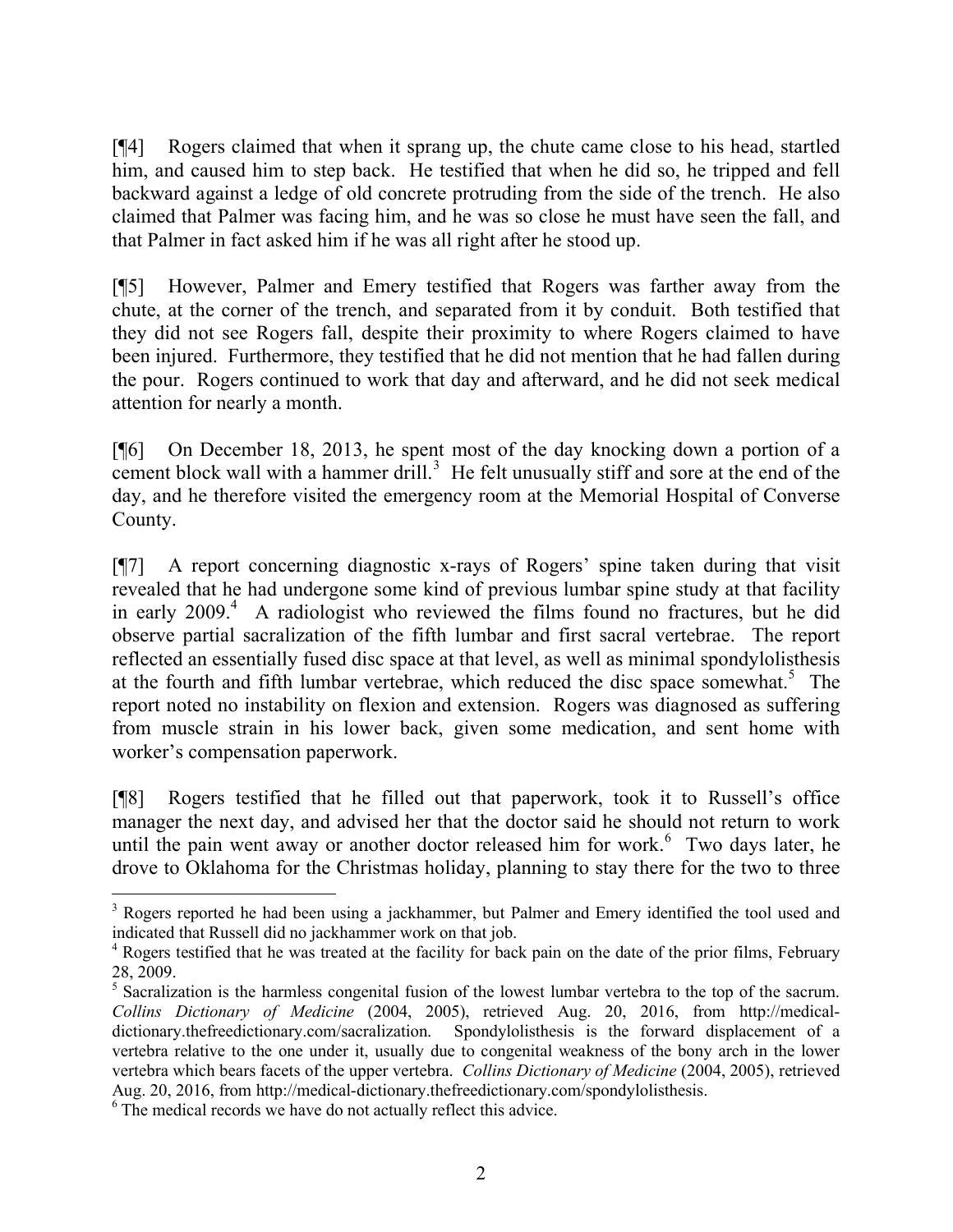[¶4] Rogers claimed that when it sprang up, the chute came close to his head, startled him, and caused him to step back. He testified that when he did so, he tripped and fell backward against a ledge of old concrete protruding from the side of the trench. He also claimed that Palmer was facing him, and he was so close he must have seen the fall, and that Palmer in fact asked him if he was all right after he stood up.

[¶5] However, Palmer and Emery testified that Rogers was farther away from the chute, at the corner of the trench, and separated from it by conduit. Both testified that they did not see Rogers fall, despite their proximity to where Rogers claimed to have been injured. Furthermore, they testified that he did not mention that he had fallen during the pour. Rogers continued to work that day and afterward, and he did not seek medical attention for nearly a month.

[¶6] On December 18, 2013, he spent most of the day knocking down a portion of a cement block wall with a hammer drill.[3] He felt unusually stiff and sore at the end of the day, and he therefore visited the emergency room at the Memorial Hospital of Converse County.

[¶7] A report concerning diagnostic x-rays of Rogers' spine taken during that visit revealed that he had undergone some kind of previous lumbar spine study at that facility in early 2009.[4] A radiologist who reviewed the films found no fractures, but he did observe partial sacralization of the fifth lumbar and first sacral vertebrae. The report reflected an essentially fused disc space at that level, as well as minimal spondylolisthesis at the fourth and fifth lumbar vertebrae, which reduced the disc space somewhat.[5] The report noted no instability on flexion and extension. Rogers was diagnosed as suffering from muscle strain in his lower back, given some medication, and sent home with worker's compensation paperwork.

[¶8] Rogers testified that he filled out that paperwork, took it to Russell's office manager the next day, and advised her that the doctor said he should not return to work until the pain went away or another doctor released him for work.[6] Two days later, he drove to Oklahoma for the Christmas holiday, planning to stay there for the two to three

---

[3] Rogers reported he had been using a jackhammer, but Palmer and Emery identified the tool used and indicated that Russell did no jackhammer work on that job.

[4] Rogers testified that he was treated at the facility for back pain on the date of the prior films, February 28, 2009.

[5] Sacralization is the harmless congenital fusion of the lowest lumbar vertebra to the top of the sacrum. *Collins Dictionary of Medicine* (2004, 2005), retrieved Aug. 20, 2016, from http://medical-dictionary.thefreedictionary.com/sacralization. Spondylolisthesis is the forward displacement of a vertebra relative to the one under it, usually due to congenital weakness of the bony arch in the lower vertebra which bears facets of the upper vertebra. *Collins Dictionary of Medicine* (2004, 2005), retrieved Aug. 20, 2016, from http://medical-dictionary.thefreedictionary.com/spondylolisthesis.

[6] The medical records we have do not actually reflect this advice.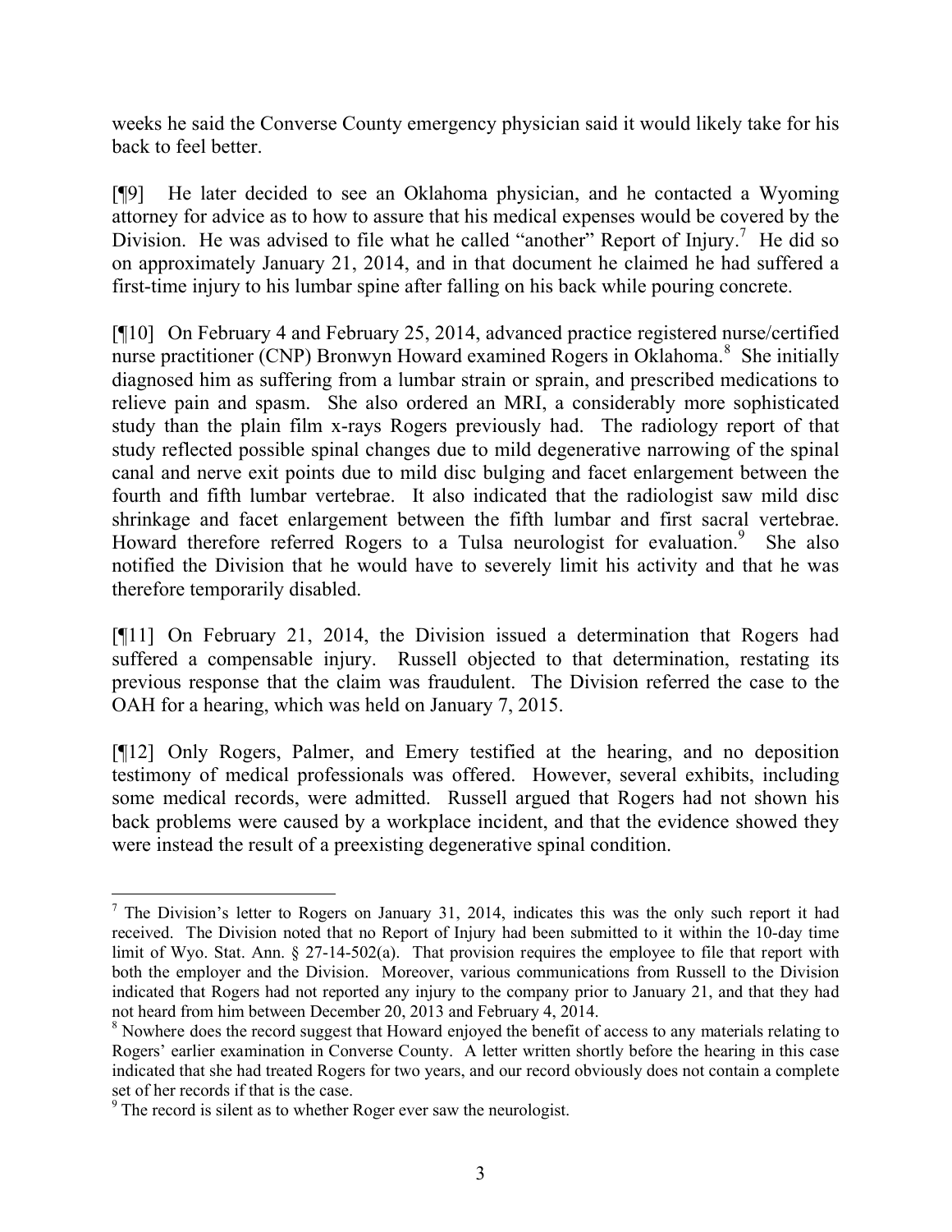weeks he said the Converse County emergency physician said it would likely take for his back to feel better.

[¶9] He later decided to see an Oklahoma physician, and he contacted a Wyoming attorney for advice as to how to assure that his medical expenses would be covered by the Division. He was advised to file what he called "another" Report of Injury.[7] He did so on approximately January 21, 2014, and in that document he claimed he had suffered a first-time injury to his lumbar spine after falling on his back while pouring concrete.

[¶10] On February 4 and February 25, 2014, advanced practice registered nurse/certified nurse practitioner (CNP) Bronwyn Howard examined Rogers in Oklahoma.[8] She initially diagnosed him as suffering from a lumbar strain or sprain, and prescribed medications to relieve pain and spasm. She also ordered an MRI, a considerably more sophisticated study than the plain film x-rays Rogers previously had. The radiology report of that study reflected possible spinal changes due to mild degenerative narrowing of the spinal canal and nerve exit points due to mild disc bulging and facet enlargement between the fourth and fifth lumbar vertebrae. It also indicated that the radiologist saw mild disc shrinkage and facet enlargement between the fifth lumbar and first sacral vertebrae. Howard therefore referred Rogers to a Tulsa neurologist for evaluation.[9] She also notified the Division that he would have to severely limit his activity and that he was therefore temporarily disabled.

[¶11] On February 21, 2014, the Division issued a determination that Rogers had suffered a compensable injury. Russell objected to that determination, restating its previous response that the claim was fraudulent. The Division referred the case to the OAH for a hearing, which was held on January 7, 2015.

[¶12] Only Rogers, Palmer, and Emery testified at the hearing, and no deposition testimony of medical professionals was offered. However, several exhibits, including some medical records, were admitted. Russell argued that Rogers had not shown his back problems were caused by a workplace incident, and that the evidence showed they were instead the result of a preexisting degenerative spinal condition.

---

[7] The Division's letter to Rogers on January 31, 2014, indicates this was the only such report it had received. The Division noted that no Report of Injury had been submitted to it within the 10-day time limit of Wyo. Stat. Ann. § 27-14-502(a). That provision requires the employee to file that report with both the employer and the Division. Moreover, various communications from Russell to the Division indicated that Rogers had not reported any injury to the company prior to January 21, and that they had not heard from him between December 20, 2013 and February 4, 2014.

[8] Nowhere does the record suggest that Howard enjoyed the benefit of access to any materials relating to Rogers' earlier examination in Converse County. A letter written shortly before the hearing in this case indicated that she had treated Rogers for two years, and our record obviously does not contain a complete set of her records if that is the case.

[9] The record is silent as to whether Roger ever saw the neurologist.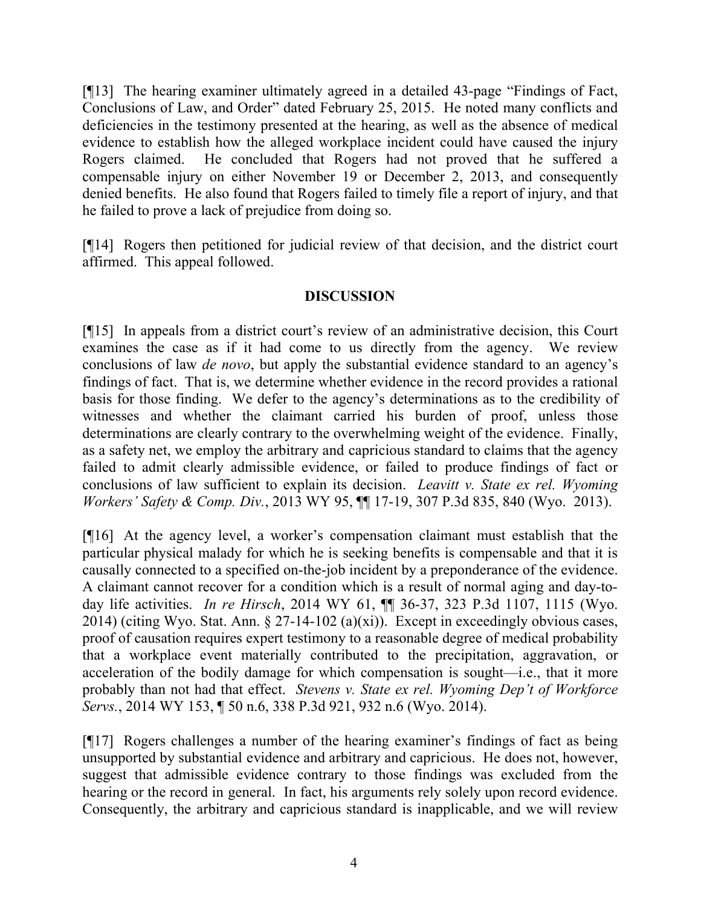[¶13] The hearing examiner ultimately agreed in a detailed 43-page "Findings of Fact, Conclusions of Law, and Order" dated February 25, 2015. He noted many conflicts and deficiencies in the testimony presented at the hearing, as well as the absence of medical evidence to establish how the alleged workplace incident could have caused the injury Rogers claimed. He concluded that Rogers had not proved that he suffered a compensable injury on either November 19 or December 2, 2013, and consequently denied benefits. He also found that Rogers failed to timely file a report of injury, and that he failed to prove a lack of prejudice from doing so.

[¶14] Rogers then petitioned for judicial review of that decision, and the district court affirmed. This appeal followed.

## DISCUSSION

[¶15] In appeals from a district court's review of an administrative decision, this Court examines the case as if it had come to us directly from the agency. We review conclusions of law *de novo*, but apply the substantial evidence standard to an agency's findings of fact. That is, we determine whether evidence in the record provides a rational basis for those finding. We defer to the agency's determinations as to the credibility of witnesses and whether the claimant carried his burden of proof, unless those determinations are clearly contrary to the overwhelming weight of the evidence. Finally, as a safety net, we employ the arbitrary and capricious standard to claims that the agency failed to admit clearly admissible evidence, or failed to produce findings of fact or conclusions of law sufficient to explain its decision. *Leavitt v. State ex rel. Wyoming Workers' Safety & Comp. Div.*, 2013 WY 95, ¶¶ 17-19, 307 P.3d 835, 840 (Wyo. 2013).

[¶16] At the agency level, a worker's compensation claimant must establish that the particular physical malady for which he is seeking benefits is compensable and that it is causally connected to a specified on-the-job incident by a preponderance of the evidence. A claimant cannot recover for a condition which is a result of normal aging and day-to-day life activities. *In re Hirsch*, 2014 WY 61, ¶¶ 36-37, 323 P.3d 1107, 1115 (Wyo. 2014) (citing Wyo. Stat. Ann. § 27-14-102 (a)(xi)). Except in exceedingly obvious cases, proof of causation requires expert testimony to a reasonable degree of medical probability that a workplace event materially contributed to the precipitation, aggravation, or acceleration of the bodily damage for which compensation is sought—i.e., that it more probably than not had that effect. *Stevens v. State ex rel. Wyoming Dep't of Workforce Servs.*, 2014 WY 153, ¶ 50 n.6, 338 P.3d 921, 932 n.6 (Wyo. 2014).

[¶17] Rogers challenges a number of the hearing examiner's findings of fact as being unsupported by substantial evidence and arbitrary and capricious. He does not, however, suggest that admissible evidence contrary to those findings was excluded from the hearing or the record in general. In fact, his arguments rely solely upon record evidence. Consequently, the arbitrary and capricious standard is inapplicable, and we will review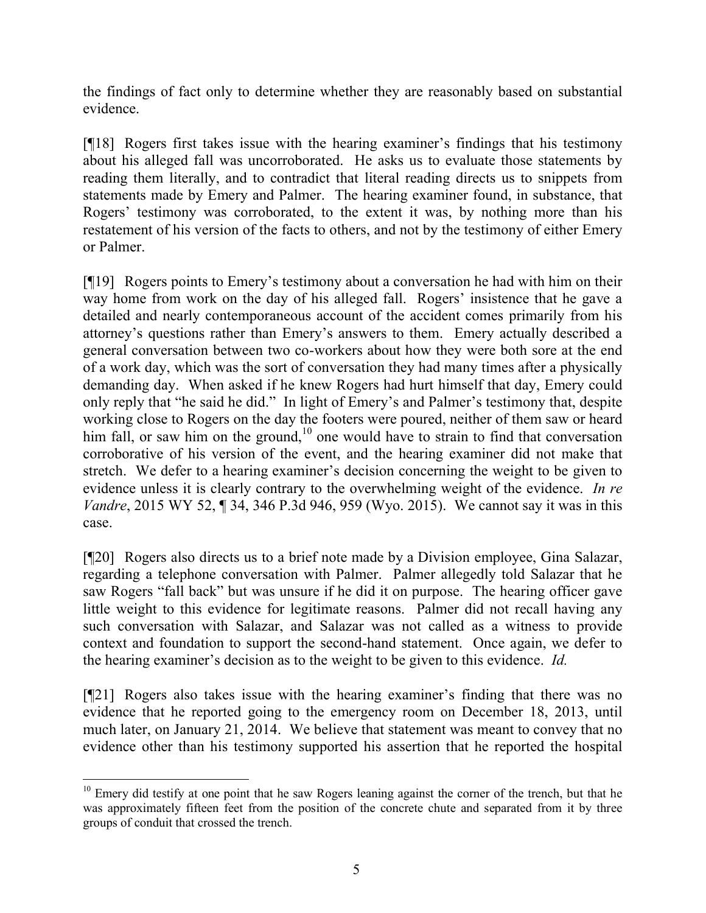the findings of fact only to determine whether they are reasonably based on substantial evidence.

[¶18] Rogers first takes issue with the hearing examiner's findings that his testimony about his alleged fall was uncorroborated. He asks us to evaluate those statements by reading them literally, and to contradict that literal reading directs us to snippets from statements made by Emery and Palmer. The hearing examiner found, in substance, that Rogers' testimony was corroborated, to the extent it was, by nothing more than his restatement of his version of the facts to others, and not by the testimony of either Emery or Palmer.

[¶19] Rogers points to Emery's testimony about a conversation he had with him on their way home from work on the day of his alleged fall. Rogers' insistence that he gave a detailed and nearly contemporaneous account of the accident comes primarily from his attorney's questions rather than Emery's answers to them. Emery actually described a general conversation between two co-workers about how they were both sore at the end of a work day, which was the sort of conversation they had many times after a physically demanding day. When asked if he knew Rogers had hurt himself that day, Emery could only reply that "he said he did." In light of Emery's and Palmer's testimony that, despite working close to Rogers on the day the footers were poured, neither of them saw or heard him fall, or saw him on the ground,[10] one would have to strain to find that conversation corroborative of his version of the event, and the hearing examiner did not make that stretch. We defer to a hearing examiner's decision concerning the weight to be given to evidence unless it is clearly contrary to the overwhelming weight of the evidence. *In re Vandre*, 2015 WY 52, ¶ 34, 346 P.3d 946, 959 (Wyo. 2015). We cannot say it was in this case.

[¶20] Rogers also directs us to a brief note made by a Division employee, Gina Salazar, regarding a telephone conversation with Palmer. Palmer allegedly told Salazar that he saw Rogers "fall back" but was unsure if he did it on purpose. The hearing officer gave little weight to this evidence for legitimate reasons. Palmer did not recall having any such conversation with Salazar, and Salazar was not called as a witness to provide context and foundation to support the second-hand statement. Once again, we defer to the hearing examiner's decision as to the weight to be given to this evidence. *Id.*

[¶21] Rogers also takes issue with the hearing examiner's finding that there was no evidence that he reported going to the emergency room on December 18, 2013, until much later, on January 21, 2014. We believe that statement was meant to convey that no evidence other than his testimony supported his assertion that he reported the hospital

---

[10] Emery did testify at one point that he saw Rogers leaning against the corner of the trench, but that he was approximately fifteen feet from the position of the concrete chute and separated from it by three groups of conduit that crossed the trench.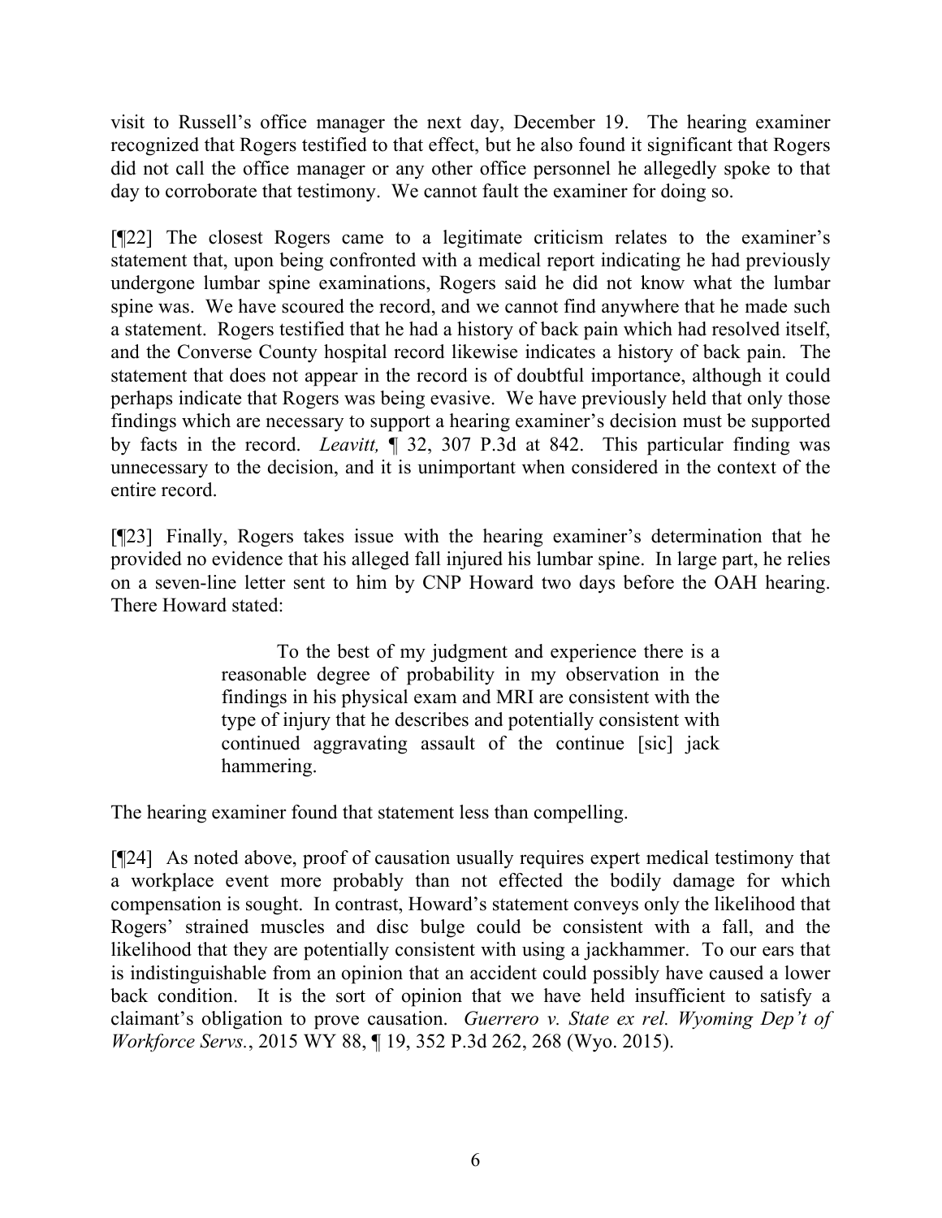visit to Russell's office manager the next day, December 19. The hearing examiner recognized that Rogers testified to that effect, but he also found it significant that Rogers did not call the office manager or any other office personnel he allegedly spoke to that day to corroborate that testimony. We cannot fault the examiner for doing so.

[¶22] The closest Rogers came to a legitimate criticism relates to the examiner's statement that, upon being confronted with a medical report indicating he had previously undergone lumbar spine examinations, Rogers said he did not know what the lumbar spine was. We have scoured the record, and we cannot find anywhere that he made such a statement. Rogers testified that he had a history of back pain which had resolved itself, and the Converse County hospital record likewise indicates a history of back pain. The statement that does not appear in the record is of doubtful importance, although it could perhaps indicate that Rogers was being evasive. We have previously held that only those findings which are necessary to support a hearing examiner's decision must be supported by facts in the record. *Leavitt,* ¶ 32, 307 P.3d at 842. This particular finding was unnecessary to the decision, and it is unimportant when considered in the context of the entire record.

[¶23] Finally, Rogers takes issue with the hearing examiner's determination that he provided no evidence that his alleged fall injured his lumbar spine. In large part, he relies on a seven-line letter sent to him by CNP Howard two days before the OAH hearing. There Howard stated:

> To the best of my judgment and experience there is a reasonable degree of probability in my observation in the findings in his physical exam and MRI are consistent with the type of injury that he describes and potentially consistent with continued aggravating assault of the continue [sic] jack hammering.

The hearing examiner found that statement less than compelling.

[¶24] As noted above, proof of causation usually requires expert medical testimony that a workplace event more probably than not effected the bodily damage for which compensation is sought. In contrast, Howard's statement conveys only the likelihood that Rogers' strained muscles and disc bulge could be consistent with a fall, and the likelihood that they are potentially consistent with using a jackhammer. To our ears that is indistinguishable from an opinion that an accident could possibly have caused a lower back condition. It is the sort of opinion that we have held insufficient to satisfy a claimant's obligation to prove causation. *Guerrero v. State ex rel. Wyoming Dep't of Workforce Servs.*, 2015 WY 88, ¶ 19, 352 P.3d 262, 268 (Wyo. 2015).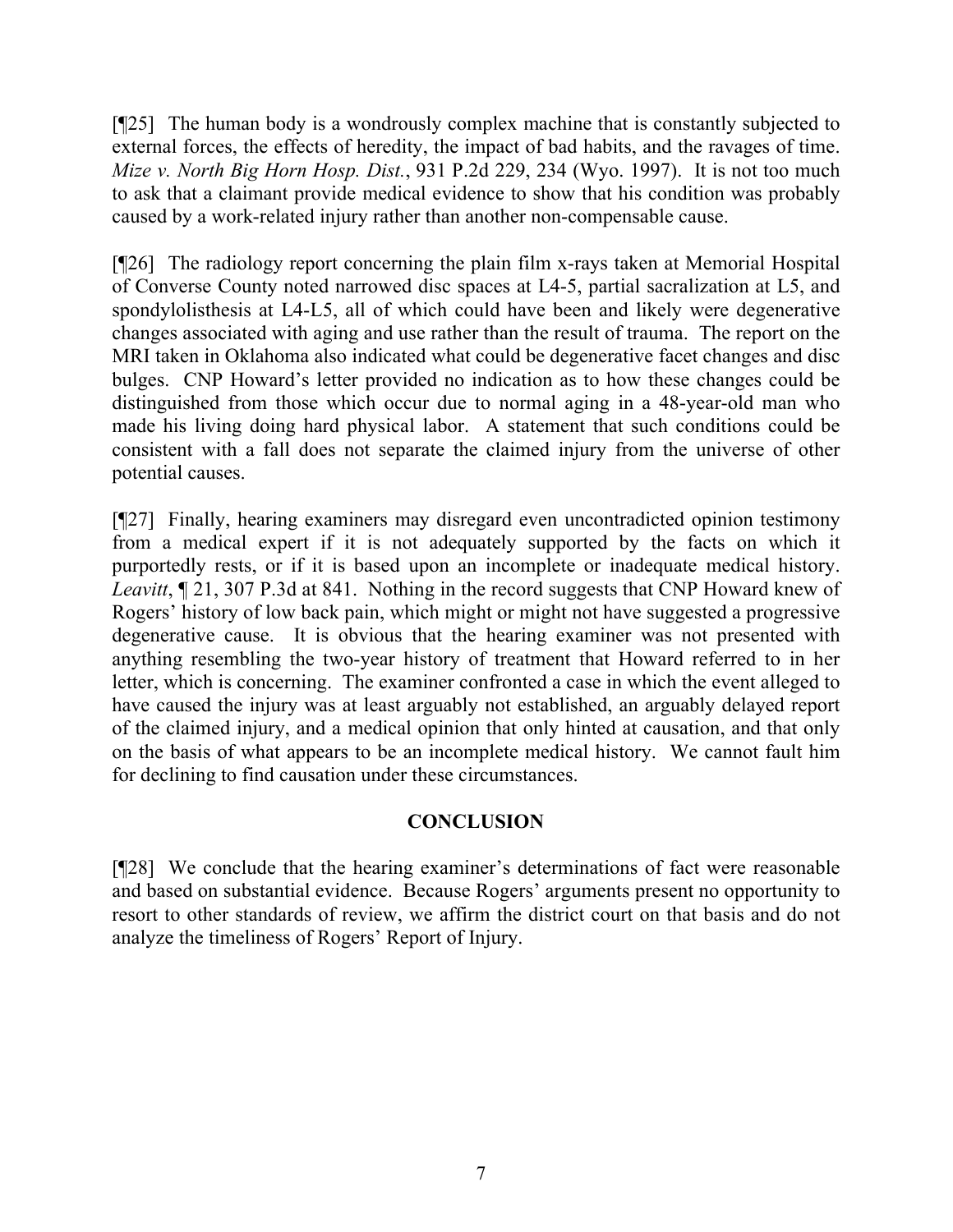[¶25] The human body is a wondrously complex machine that is constantly subjected to external forces, the effects of heredity, the impact of bad habits, and the ravages of time. *Mize v. North Big Horn Hosp. Dist.*, 931 P.2d 229, 234 (Wyo. 1997). It is not too much to ask that a claimant provide medical evidence to show that his condition was probably caused by a work-related injury rather than another non-compensable cause.

[¶26] The radiology report concerning the plain film x-rays taken at Memorial Hospital of Converse County noted narrowed disc spaces at L4-5, partial sacralization at L5, and spondylolisthesis at L4-L5, all of which could have been and likely were degenerative changes associated with aging and use rather than the result of trauma. The report on the MRI taken in Oklahoma also indicated what could be degenerative facet changes and disc bulges. CNP Howard's letter provided no indication as to how these changes could be distinguished from those which occur due to normal aging in a 48-year-old man who made his living doing hard physical labor. A statement that such conditions could be consistent with a fall does not separate the claimed injury from the universe of other potential causes.

[¶27] Finally, hearing examiners may disregard even uncontradicted opinion testimony from a medical expert if it is not adequately supported by the facts on which it purportedly rests, or if it is based upon an incomplete or inadequate medical history. *Leavitt*, ¶ 21, 307 P.3d at 841. Nothing in the record suggests that CNP Howard knew of Rogers' history of low back pain, which might or might not have suggested a progressive degenerative cause. It is obvious that the hearing examiner was not presented with anything resembling the two-year history of treatment that Howard referred to in her letter, which is concerning. The examiner confronted a case in which the event alleged to have caused the injury was at least arguably not established, an arguably delayed report of the claimed injury, and a medical opinion that only hinted at causation, and that only on the basis of what appears to be an incomplete medical history. We cannot fault him for declining to find causation under these circumstances.

## CONCLUSION

[¶28] We conclude that the hearing examiner's determinations of fact were reasonable and based on substantial evidence. Because Rogers' arguments present no opportunity to resort to other standards of review, we affirm the district court on that basis and do not analyze the timeliness of Rogers' Report of Injury.